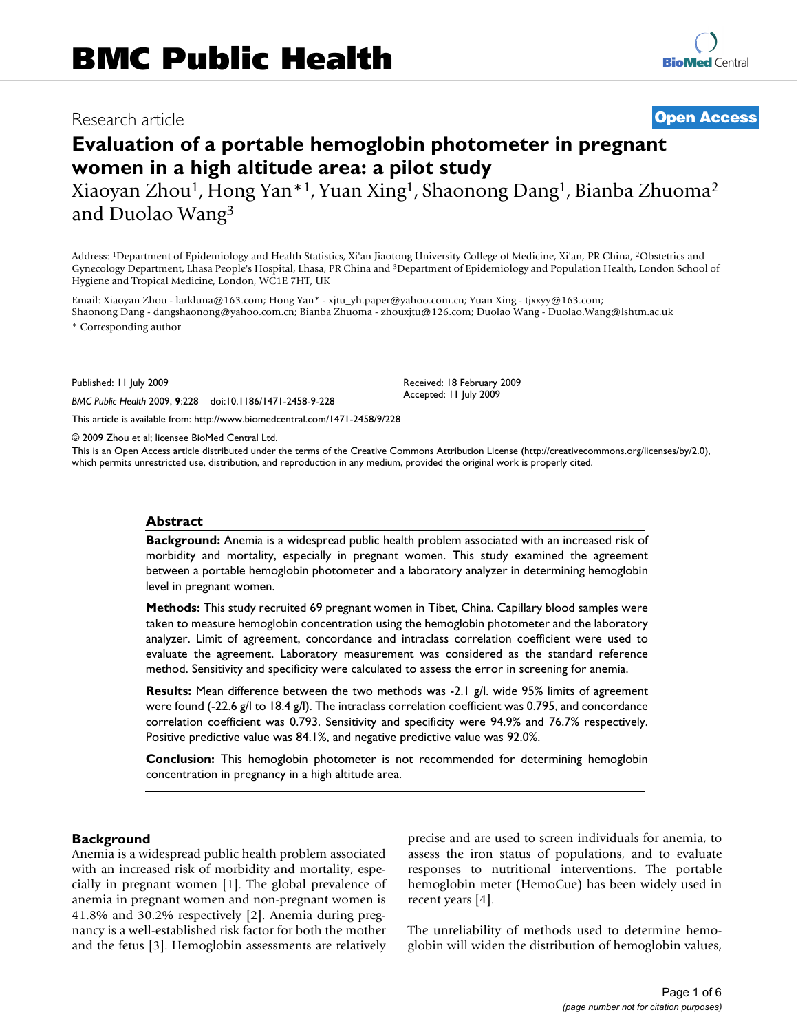BMC Public Health

Research article

Open Access

# Evaluation of a portable hemoglobin photometer in pregnant women in a high altitude area: a pilot study

Xiaoyan Zhou[1], Hong Yan*[1], Yuan Xing[1], Shaonong Dang[1], Bianba Zhuoma[2] and Duolao Wang[3]

Address: [1]Department of Epidemiology and Health Statistics, Xi'an Jiaotong University College of Medicine, Xi'an, PR China, [2]Obstetrics and Gynecology Department, Lhasa People's Hospital, Lhasa, PR China and [3]Department of Epidemiology and Population Health, London School of Hygiene and Tropical Medicine, London, WC1E 7HT, UK

Email: Xiaoyan Zhou - larkluna@163.com; Hong Yan* - xjtu_yh.paper@yahoo.com.cn; Yuan Xing - tjxxyy@163.com; Shaonong Dang - dangshaonong@yahoo.com.cn; Bianba Zhuoma - zhouxjtu@126.com; Duolao Wang - Duolao.Wang@lshtm.ac.uk

* Corresponding author

Published: 11 July 2009

*BMC Public Health* 2009, **9**:228 doi:10.1186/1471-2458-9-228

Received: 18 February 2009
Accepted: 11 July 2009

This article is available from: http://www.biomedcentral.com/1471-2458/9/228

© 2009 Zhou et al; licensee BioMed Central Ltd.

This is an Open Access article distributed under the terms of the Creative Commons Attribution License (http://creativecommons.org/licenses/by/2.0), which permits unrestricted use, distribution, and reproduction in any medium, provided the original work is properly cited.

## Abstract

**Background:** Anemia is a widespread public health problem associated with an increased risk of morbidity and mortality, especially in pregnant women. This study examined the agreement between a portable hemoglobin photometer and a laboratory analyzer in determining hemoglobin level in pregnant women.

**Methods:** This study recruited 69 pregnant women in Tibet, China. Capillary blood samples were taken to measure hemoglobin concentration using the hemoglobin photometer and the laboratory analyzer. Limit of agreement, concordance and intraclass correlation coefficient were used to evaluate the agreement. Laboratory measurement was considered as the standard reference method. Sensitivity and specificity were calculated to assess the error in screening for anemia.

**Results:** Mean difference between the two methods was -2.1 g/l. wide 95% limits of agreement were found (-22.6 g/l to 18.4 g/l). The intraclass correlation coefficient was 0.795, and concordance correlation coefficient was 0.793. Sensitivity and specificity were 94.9% and 76.7% respectively. Positive predictive value was 84.1%, and negative predictive value was 92.0%.

**Conclusion:** This hemoglobin photometer is not recommended for determining hemoglobin concentration in pregnancy in a high altitude area.

## Background

Anemia is a widespread public health problem associated with an increased risk of morbidity and mortality, especially in pregnant women [1]. The global prevalence of anemia in pregnant women and non-pregnant women is 41.8% and 30.2% respectively [2]. Anemia during pregnancy is a well-established risk factor for both the mother and the fetus [3]. Hemoglobin assessments are relatively precise and are used to screen individuals for anemia, to assess the iron status of populations, and to evaluate responses to nutritional interventions. The portable hemoglobin meter (HemoCue) has been widely used in recent years [4].

The unreliability of methods used to determine hemoglobin will widen the distribution of hemoglobin values,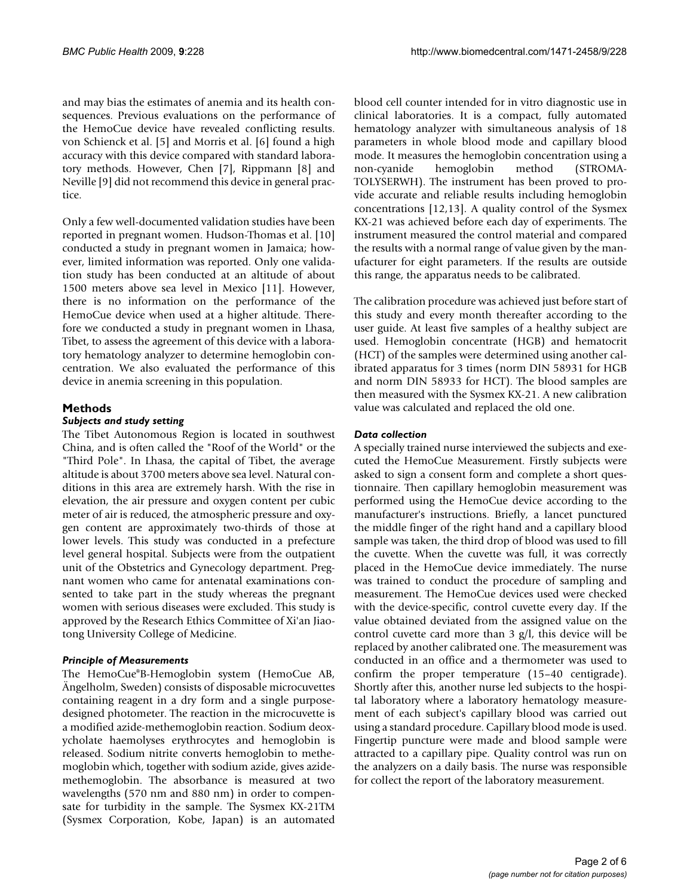and may bias the estimates of anemia and its health consequences. Previous evaluations on the performance of the HemoCue device have revealed conflicting results. von Schienck et al. [5] and Morris et al. [6] found a high accuracy with this device compared with standard laboratory methods. However, Chen [7], Rippmann [8] and Neville [9] did not recommend this device in general practice.

Only a few well-documented validation studies have been reported in pregnant women. Hudson-Thomas et al. [10] conducted a study in pregnant women in Jamaica; however, limited information was reported. Only one validation study has been conducted at an altitude of about 1500 meters above sea level in Mexico [11]. However, there is no information on the performance of the HemoCue device when used at a higher altitude. Therefore we conducted a study in pregnant women in Lhasa, Tibet, to assess the agreement of this device with a laboratory hematology analyzer to determine hemoglobin concentration. We also evaluated the performance of this device in anemia screening in this population.

## Methods

### *Subjects and study setting*

The Tibet Autonomous Region is located in southwest China, and is often called the "Roof of the World" or the "Third Pole". In Lhasa, the capital of Tibet, the average altitude is about 3700 meters above sea level. Natural conditions in this area are extremely harsh. With the rise in elevation, the air pressure and oxygen content per cubic meter of air is reduced, the atmospheric pressure and oxygen content are approximately two-thirds of those at lower levels. This study was conducted in a prefecture level general hospital. Subjects were from the outpatient unit of the Obstetrics and Gynecology department. Pregnant women who came for antenatal examinations consented to take part in the study whereas the pregnant women with serious diseases were excluded. This study is approved by the Research Ethics Committee of Xi'an Jiaotong University College of Medicine.

### *Principle of Measurements*

The HemoCue®B-Hemoglobin system (HemoCue AB, Ängelholm, Sweden) consists of disposable microcuvettes containing reagent in a dry form and a single purpose-designed photometer. The reaction in the microcuvette is a modified azide-methemoglobin reaction. Sodium deoxycholate haemolyses erythrocytes and hemoglobin is released. Sodium nitrite converts hemoglobin to methemoglobin which, together with sodium azide, gives azide-methemoglobin. The absorbance is measured at two wavelengths (570 nm and 880 nm) in order to compensate for turbidity in the sample. The Sysmex KX-21TM (Sysmex Corporation, Kobe, Japan) is an automated blood cell counter intended for in vitro diagnostic use in clinical laboratories. It is a compact, fully automated hematology analyzer with simultaneous analysis of 18 parameters in whole blood mode and capillary blood mode. It measures the hemoglobin concentration using a non-cyanide hemoglobin method (STROMATOLYSERWH). The instrument has been proved to provide accurate and reliable results including hemoglobin concentrations [12,13]. A quality control of the Sysmex KX-21 was achieved before each day of experiments. The instrument measured the control material and compared the results with a normal range of value given by the manufacturer for eight parameters. If the results are outside this range, the apparatus needs to be calibrated.

The calibration procedure was achieved just before start of this study and every month thereafter according to the user guide. At least five samples of a healthy subject are used. Hemoglobin concentrate (HGB) and hematocrit (HCT) of the samples were determined using another calibrated apparatus for 3 times (norm DIN 58931 for HGB and norm DIN 58933 for HCT). The blood samples are then measured with the Sysmex KX-21. A new calibration value was calculated and replaced the old one.

### *Data collection*

A specially trained nurse interviewed the subjects and executed the HemoCue Measurement. Firstly subjects were asked to sign a consent form and complete a short questionnaire. Then capillary hemoglobin measurement was performed using the HemoCue device according to the manufacturer's instructions. Briefly, a lancet punctured the middle finger of the right hand and a capillary blood sample was taken, the third drop of blood was used to fill the cuvette. When the cuvette was full, it was correctly placed in the HemoCue device immediately. The nurse was trained to conduct the procedure of sampling and measurement. The HemoCue devices used were checked with the device-specific, control cuvette every day. If the value obtained deviated from the assigned value on the control cuvette card more than 3 g/l, this device will be replaced by another calibrated one. The measurement was conducted in an office and a thermometer was used to confirm the proper temperature (15–40 centigrade). Shortly after this, another nurse led subjects to the hospital laboratory where a laboratory hematology measurement of each subject's capillary blood was carried out using a standard procedure. Capillary blood mode is used. Fingertip puncture were made and blood sample were attracted to a capillary pipe. Quality control was run on the analyzers on a daily basis. The nurse was responsible for collect the report of the laboratory measurement.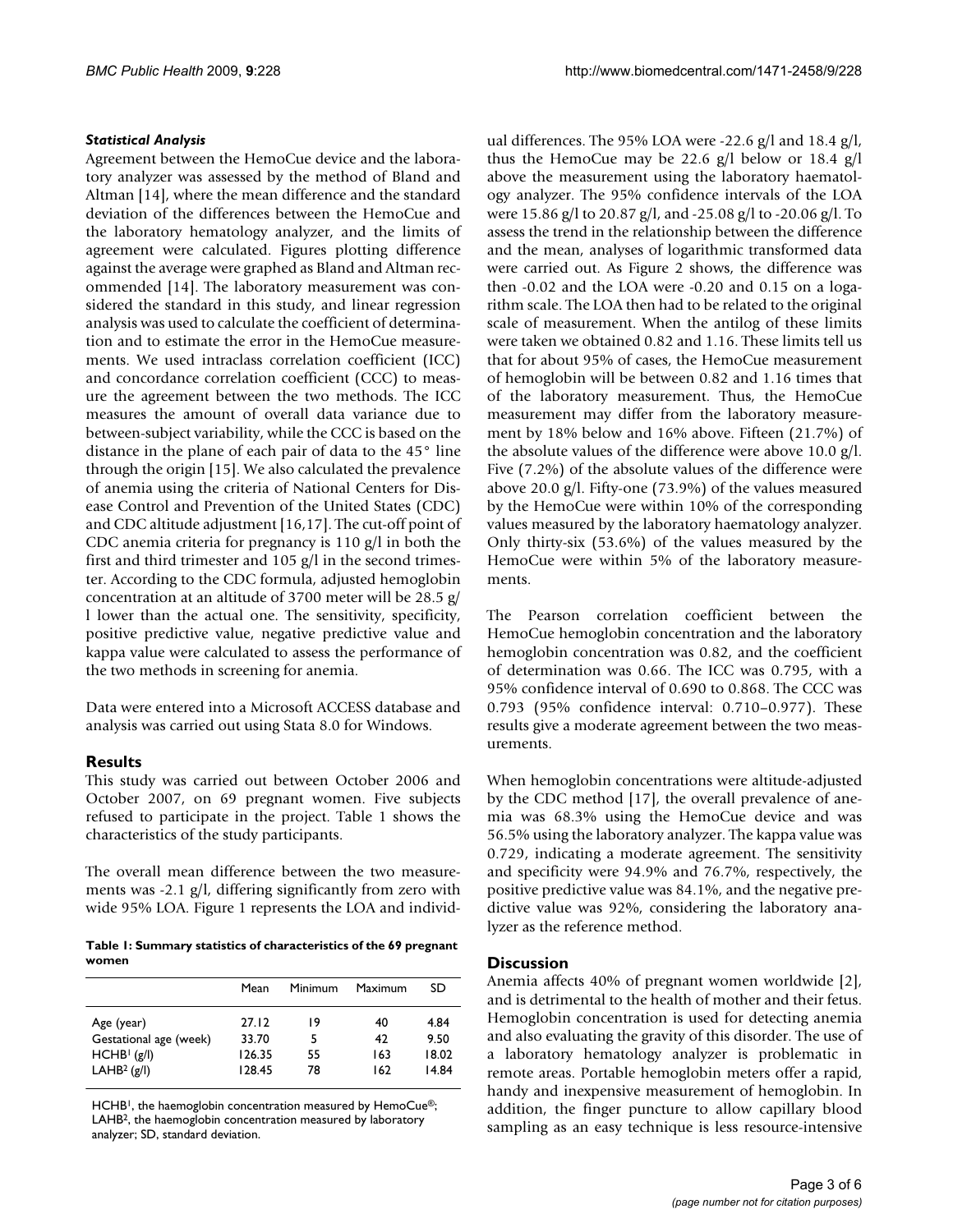### *Statistical Analysis*

Agreement between the HemoCue device and the laboratory analyzer was assessed by the method of Bland and Altman [14], where the mean difference and the standard deviation of the differences between the HemoCue and the laboratory hematology analyzer, and the limits of agreement were calculated. Figures plotting difference against the average were graphed as Bland and Altman recommended [14]. The laboratory measurement was considered the standard in this study, and linear regression analysis was used to calculate the coefficient of determination and to estimate the error in the HemoCue measurements. We used intraclass correlation coefficient (ICC) and concordance correlation coefficient (CCC) to measure the agreement between the two methods. The ICC measures the amount of overall data variance due to between-subject variability, while the CCC is based on the distance in the plane of each pair of data to the 45° line through the origin [15]. We also calculated the prevalence of anemia using the criteria of National Centers for Disease Control and Prevention of the United States (CDC) and CDC altitude adjustment [16,17]. The cut-off point of CDC anemia criteria for pregnancy is 110 g/l in both the first and third trimester and 105 g/l in the second trimester. According to the CDC formula, adjusted hemoglobin concentration at an altitude of 3700 meter will be 28.5 g/l lower than the actual one. The sensitivity, specificity, positive predictive value, negative predictive value and kappa value were calculated to assess the performance of the two methods in screening for anemia.

Data were entered into a Microsoft ACCESS database and analysis was carried out using Stata 8.0 for Windows.

## Results

This study was carried out between October 2006 and October 2007, on 69 pregnant women. Five subjects refused to participate in the project. Table 1 shows the characteristics of the study participants.

The overall mean difference between the two measurements was -2.1 g/l, differing significantly from zero with wide 95% LOA. Figure 1 represents the LOA and individual differences. The 95% LOA were -22.6 g/l and 18.4 g/l, thus the HemoCue may be 22.6 g/l below or 18.4 g/l above the measurement using the laboratory haematology analyzer. The 95% confidence intervals of the LOA were 15.86 g/l to 20.87 g/l, and -25.08 g/l to -20.06 g/l. To assess the trend in the relationship between the difference and the mean, analyses of logarithmic transformed data were carried out. As Figure 2 shows, the difference was then -0.02 and the LOA were -0.20 and 0.15 on a logarithm scale. The LOA then had to be related to the original scale of measurement. When the antilog of these limits were taken we obtained 0.82 and 1.16. These limits tell us that for about 95% of cases, the HemoCue measurement of hemoglobin will be between 0.82 and 1.16 times that of the laboratory measurement. Thus, the HemoCue measurement may differ from the laboratory measurement by 18% below and 16% above. Fifteen (21.7%) of the absolute values of the difference were above 10.0 g/l. Five (7.2%) of the absolute values of the difference were above 20.0 g/l. Fifty-one (73.9%) of the values measured by the HemoCue were within 10% of the corresponding values measured by the laboratory haematology analyzer. Only thirty-six (53.6%) of the values measured by the HemoCue were within 5% of the laboratory measurements.

**Table 1: Summary statistics of characteristics of the 69 pregnant women**

| | Mean | Minimum | Maximum | SD |
|---|---|---|---|---|
| Age (year) | 27.12 | 19 | 40 | 4.84 |
| Gestational age (week) | 33.70 | 5 | 42 | 9.50 |
| HCHB[1] (g/l) | 126.35 | 55 | 163 | 18.02 |
| LAHB[2] (g/l) | 128.45 | 78 | 162 | 14.84 |

HCHB[1], the haemoglobin concentration measured by HemoCue®; LAHB[2], the haemoglobin concentration measured by laboratory analyzer; SD, standard deviation.

The Pearson correlation coefficient between the HemoCue hemoglobin concentration and the laboratory hemoglobin concentration was 0.82, and the coefficient of determination was 0.66. The ICC was 0.795, with a 95% confidence interval of 0.690 to 0.868. The CCC was 0.793 (95% confidence interval: 0.710–0.977). These results give a moderate agreement between the two measurements.

When hemoglobin concentrations were altitude-adjusted by the CDC method [17], the overall prevalence of anemia was 68.3% using the HemoCue device and was 56.5% using the laboratory analyzer. The kappa value was 0.729, indicating a moderate agreement. The sensitivity and specificity were 94.9% and 76.7%, respectively, the positive predictive value was 84.1%, and the negative predictive value was 92%, considering the laboratory analyzer as the reference method.

## Discussion

Anemia affects 40% of pregnant women worldwide [2], and is detrimental to the health of mother and their fetus. Hemoglobin concentration is used for detecting anemia and also evaluating the gravity of this disorder. The use of a laboratory hematology analyzer is problematic in remote areas. Portable hemoglobin meters offer a rapid, handy and inexpensive measurement of hemoglobin. In addition, the finger puncture to allow capillary blood sampling as an easy technique is less resource-intensive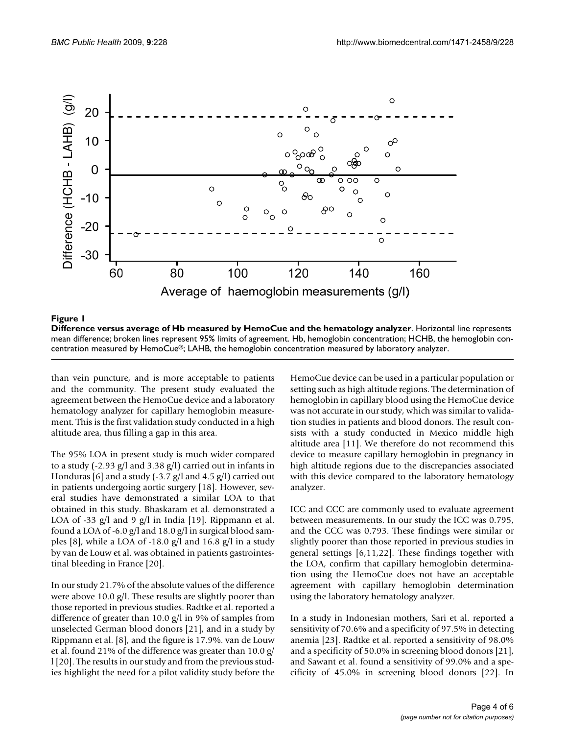**Figure 1**

**Difference versus average of Hb measured by HemoCue and the hematology analyzer**. Horizontal line represents mean difference; broken lines represent 95% limits of agreement. Hb, hemoglobin concentration; HCHB, the hemoglobin concentration measured by HemoCue®; LAHB, the hemoglobin concentration measured by laboratory analyzer.

than vein puncture, and is more acceptable to patients and the community. The present study evaluated the agreement between the HemoCue device and a laboratory hematology analyzer for capillary hemoglobin measurement. This is the first validation study conducted in a high altitude area, thus filling a gap in this area.

The 95% LOA in present study is much wider compared to a study (-2.93 g/l and 3.38 g/l) carried out in infants in Honduras [6] and a study (-3.7 g/l and 4.5 g/l) carried out in patients undergoing aortic surgery [18]. However, several studies have demonstrated a similar LOA to that obtained in this study. Bhaskaram et al. demonstrated a LOA of -33 g/l and 9 g/l in India [19]. Rippmann et al. found a LOA of -6.0 g/l and 18.0 g/l in surgical blood samples [8], while a LOA of -18.0 g/l and 16.8 g/l in a study by van de Louw et al. was obtained in patients gastrointestinal bleeding in France [20].

In our study 21.7% of the absolute values of the difference were above 10.0 g/l. These results are slightly poorer than those reported in previous studies. Radtke et al. reported a difference of greater than 10.0 g/l in 9% of samples from unselected German blood donors [21], and in a study by Rippmann et al. [8], and the figure is 17.9%. van de Louw et al. found 21% of the difference was greater than 10.0 g/l [20]. The results in our study and from the previous studies highlight the need for a pilot validity study before the HemoCue device can be used in a particular population or setting such as high altitude regions. The determination of hemoglobin in capillary blood using the HemoCue device was not accurate in our study, which was similar to validation studies in patients and blood donors. The result consists with a study conducted in Mexico middle high altitude area [11]. We therefore do not recommend this device to measure capillary hemoglobin in pregnancy in high altitude regions due to the discrepancies associated with this device compared to the laboratory hematology analyzer.

ICC and CCC are commonly used to evaluate agreement between measurements. In our study the ICC was 0.795, and the CCC was 0.793. These findings were similar or slightly poorer than those reported in previous studies in general settings [6,11,22]. These findings together with the LOA, confirm that capillary hemoglobin determination using the HemoCue does not have an acceptable agreement with capillary hemoglobin determination using the laboratory hematology analyzer.

In a study in Indonesian mothers, Sari et al. reported a sensitivity of 70.6% and a specificity of 97.5% in detecting anemia [23]. Radtke et al. reported a sensitivity of 98.0% and a specificity of 50.0% in screening blood donors [21], and Sawant et al. found a sensitivity of 99.0% and a specificity of 45.0% in screening blood donors [22]. In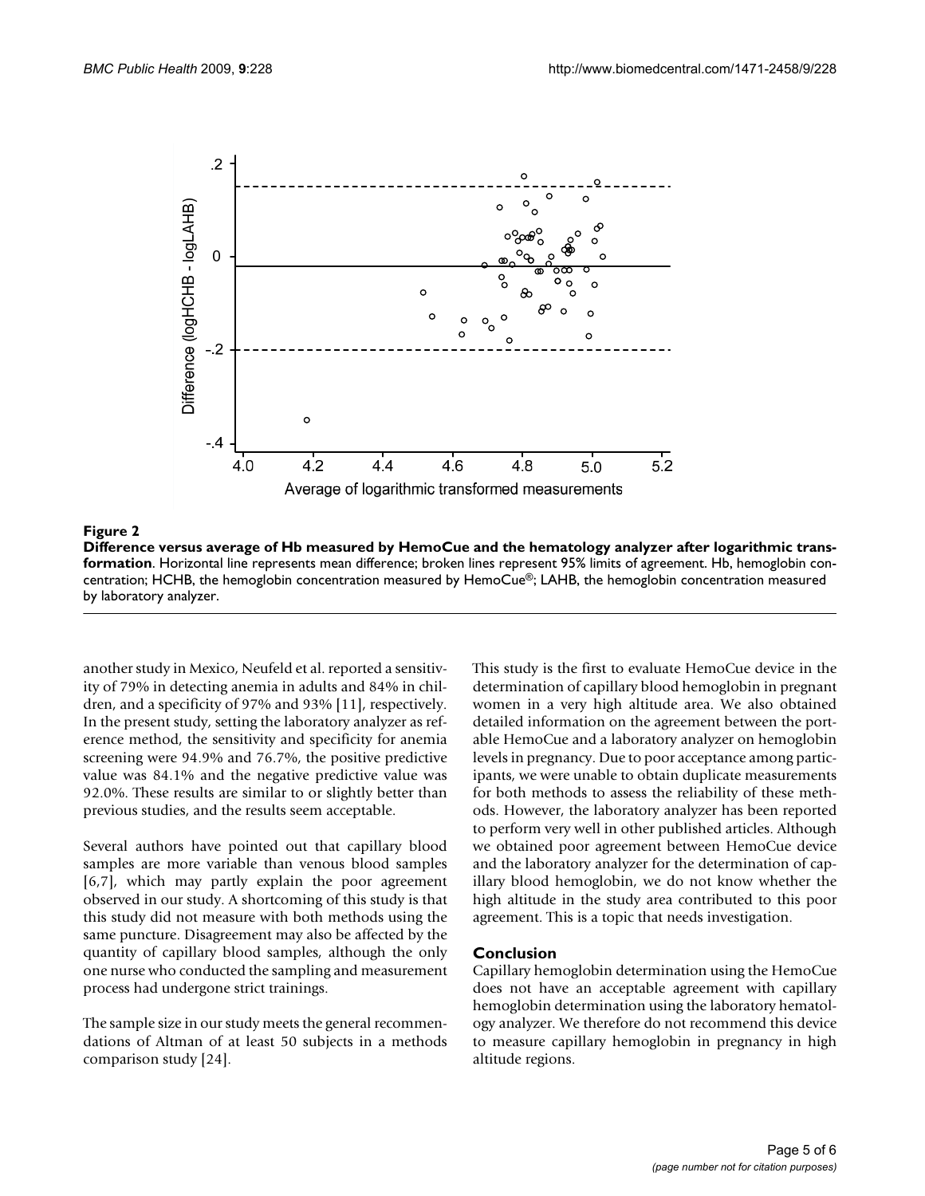**Figure 2**

**Difference versus average of Hb measured by HemoCue and the hematology analyzer after logarithmic transformation**. Horizontal line represents mean difference; broken lines represent 95% limits of agreement. Hb, hemoglobin concentration; HCHB, the hemoglobin concentration measured by HemoCue®; LAHB, the hemoglobin concentration measured by laboratory analyzer.

another study in Mexico, Neufeld et al. reported a sensitivity of 79% in detecting anemia in adults and 84% in children, and a specificity of 97% and 93% [11], respectively. In the present study, setting the laboratory analyzer as reference method, the sensitivity and specificity for anemia screening were 94.9% and 76.7%, the positive predictive value was 84.1% and the negative predictive value was 92.0%. These results are similar to or slightly better than previous studies, and the results seem acceptable.

Several authors have pointed out that capillary blood samples are more variable than venous blood samples [6,7], which may partly explain the poor agreement observed in our study. A shortcoming of this study is that this study did not measure with both methods using the same puncture. Disagreement may also be affected by the quantity of capillary blood samples, although the only one nurse who conducted the sampling and measurement process had undergone strict trainings.

The sample size in our study meets the general recommendations of Altman of at least 50 subjects in a methods comparison study [24].

This study is the first to evaluate HemoCue device in the determination of capillary blood hemoglobin in pregnant women in a very high altitude area. We also obtained detailed information on the agreement between the portable HemoCue and a laboratory analyzer on hemoglobin levels in pregnancy. Due to poor acceptance among participants, we were unable to obtain duplicate measurements for both methods to assess the reliability of these methods. However, the laboratory analyzer has been reported to perform very well in other published articles. Although we obtained poor agreement between HemoCue device and the laboratory analyzer for the determination of capillary blood hemoglobin, we do not know whether the high altitude in the study area contributed to this poor agreement. This is a topic that needs investigation.

## Conclusion

Capillary hemoglobin determination using the HemoCue does not have an acceptable agreement with capillary hemoglobin determination using the laboratory hematology analyzer. We therefore do not recommend this device to measure capillary hemoglobin in pregnancy in high altitude regions.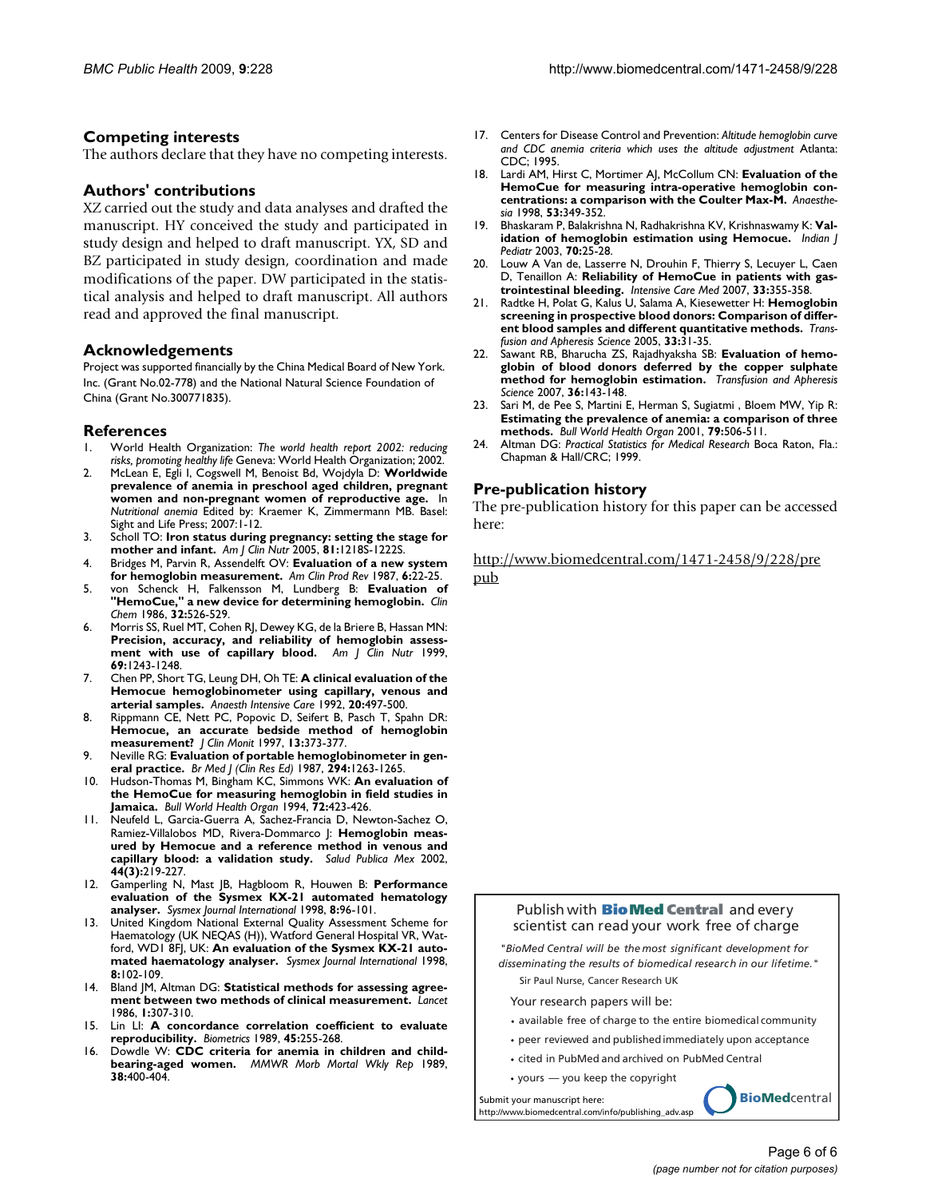## Competing interests

The authors declare that they have no competing interests.

## Authors' contributions

XZ carried out the study and data analyses and drafted the manuscript. HY conceived the study and participated in study design and helped to draft manuscript. YX, SD and BZ participated in study design, coordination and made modifications of the paper. DW participated in the statistical analysis and helped to draft manuscript. All authors read and approved the final manuscript.

## Acknowledgements

Project was supported financially by the China Medical Board of New York. Inc. (Grant No.02-778) and the National Natural Science Foundation of China (Grant No.300771835).

## References

1. World Health Organization: *The world health report 2002: reducing risks, promoting healthy life* Geneva: World Health Organization; 2002.
2. McLean E, Egli I, Cogswell M, Benoist Bd, Wojdyla D: **Worldwide prevalence of anemia in preschool aged children, pregnant women and non-pregnant women of reproductive age.** In *Nutritional anemia* Edited by: Kraemer K, Zimmermann MB. Basel: Sight and Life Press; 2007:1-12.
3. Scholl TO: **Iron status during pregnancy: setting the stage for mother and infant.** *Am J Clin Nutr* 2005, **81:**1218S-1222S.
4. Bridges M, Parvin R, Assendelft OV: **Evaluation of a new system for hemoglobin measurement.** *Am Clin Prod Rev* 1987, **6:**22-25.
5. von Schenck H, Falkensson M, Lundberg B: **Evaluation of "HemoCue," a new device for determining hemoglobin.** *Clin Chem* 1986, **32:**526-529.
6. Morris SS, Ruel MT, Cohen RJ, Dewey KG, de la Briere B, Hassan MN: **Precision, accuracy, and reliability of hemoglobin assessment with use of capillary blood.** *Am J Clin Nutr* 1999, **69:**1243-1248.
7. Chen PP, Short TG, Leung DH, Oh TE: **A clinical evaluation of the Hemocue hemoglobinometer using capillary, venous and arterial samples.** *Anaesth Intensive Care* 1992, **20:**497-500.
8. Rippmann CE, Nett PC, Popovic D, Seifert B, Pasch T, Spahn DR: **Hemocue, an accurate bedside method of hemoglobin measurement?** *J Clin Monit* 1997, **13:**373-377.
9. Neville RG: **Evaluation of portable hemoglobinometer in general practice.** *Br Med J (Clin Res Ed)* 1987, **294:**1263-1265.
10. Hudson-Thomas M, Bingham KC, Simmons WK: **An evaluation of the HemoCue for measuring hemoglobin in field studies in Jamaica.** *Bull World Health Organ* 1994, **72:**423-426.
11. Neufeld L, Garcia-Guerra A, Sachez-Francia D, Newton-Sachez O, Ramiez-Villalobos MD, Rivera-Dommarco J: **Hemoglobin measured by Hemocue and a reference method in venous and capillary blood: a validation study.** *Salud Publica Mex* 2002, **44(3):**219-227.
12. Gamperling N, Mast JB, Hagbloom R, Houwen B: **Performance evaluation of the Sysmex KX-21 automated hematology analyser.** *Sysmex Journal International* 1998, **8:**96-101.
13. United Kingdom National External Quality Assessment Scheme for Haematology (UK NEQAS (H)), Watford General Hospital VR, Watford, WD1 8FJ, UK: **An evaluation of the Sysmex KX-21 automated haematology analyser.** *Sysmex Journal International* 1998, **8:**102-109.
14. Bland JM, Altman DG: **Statistical methods for assessing agreement between two methods of clinical measurement.** *Lancet* 1986, **1:**307-310.
15. Lin LI: **A concordance correlation coefficient to evaluate reproducibility.** *Biometrics* 1989, **45:**255-268.
16. Dowdle W: **CDC criteria for anemia in children and childbearing-aged women.** *MMWR Morb Mortal Wkly Rep* 1989, **38:**400-404.
17. Centers for Disease Control and Prevention: *Altitude hemoglobin curve and CDC anemia criteria which uses the altitude adjustment* Atlanta: CDC; 1995.
18. Lardi AM, Hirst C, Mortimer AJ, McCollum CN: **Evaluation of the HemoCue for measuring intra-operative hemoglobin concentrations: a comparison with the Coulter Max-M.** *Anaesthesia* 1998, **53:**349-352.
19. Bhaskaram P, Balakrishna N, Radhakrishna KV, Krishnaswamy K: **Validation of hemoglobin estimation using Hemocue.** *Indian J Pediatr* 2003, **70:**25-28.
20. Louw A Van de, Lasserre N, Drouhin F, Thierry S, Lecuyer L, Caen D, Tenaillon A: **Reliability of HemoCue in patients with gastrointestinal bleeding.** *Intensive Care Med* 2007, **33:**355-358.
21. Radtke H, Polat G, Kalus U, Salama A, Kiesewetter H: **Hemoglobin screening in prospective blood donors: Comparison of different blood samples and different quantitative methods.** *Transfusion and Apheresis Science* 2005, **33:**31-35.
22. Sawant RB, Bharucha ZS, Rajadhyaksha SB: **Evaluation of hemoglobin of blood donors deferred by the copper sulphate method for hemoglobin estimation.** *Transfusion and Apheresis Science* 2007, **36:**143-148.
23. Sari M, de Pee S, Martini E, Herman S, Sugiatmi , Bloem MW, Yip R: **Estimating the prevalence of anemia: a comparison of three methods.** *Bull World Health Organ* 2001, **79:**506-511.
24. Altman DG: *Practical Statistics for Medical Research* Boca Raton, Fla.: Chapman & Hall/CRC; 1999.

## Pre-publication history

The pre-publication history for this paper can be accessed here:

http://www.biomedcentral.com/1471-2458/9/228/prepub

Publish with **BioMed Central** and every scientist can read your work free of charge

*"BioMed Central will be the most significant development for disseminating the results of biomedical research in our lifetime."*

Sir Paul Nurse, Cancer Research UK

Your research papers will be:

- available free of charge to the entire biomedical community
- peer reviewed and published immediately upon acceptance
- cited in PubMed and archived on PubMed Central
- yours — you keep the copyright

Submit your manuscript here:
http://www.biomedcentral.com/info/publishing_adv.asp

BioMedcentral